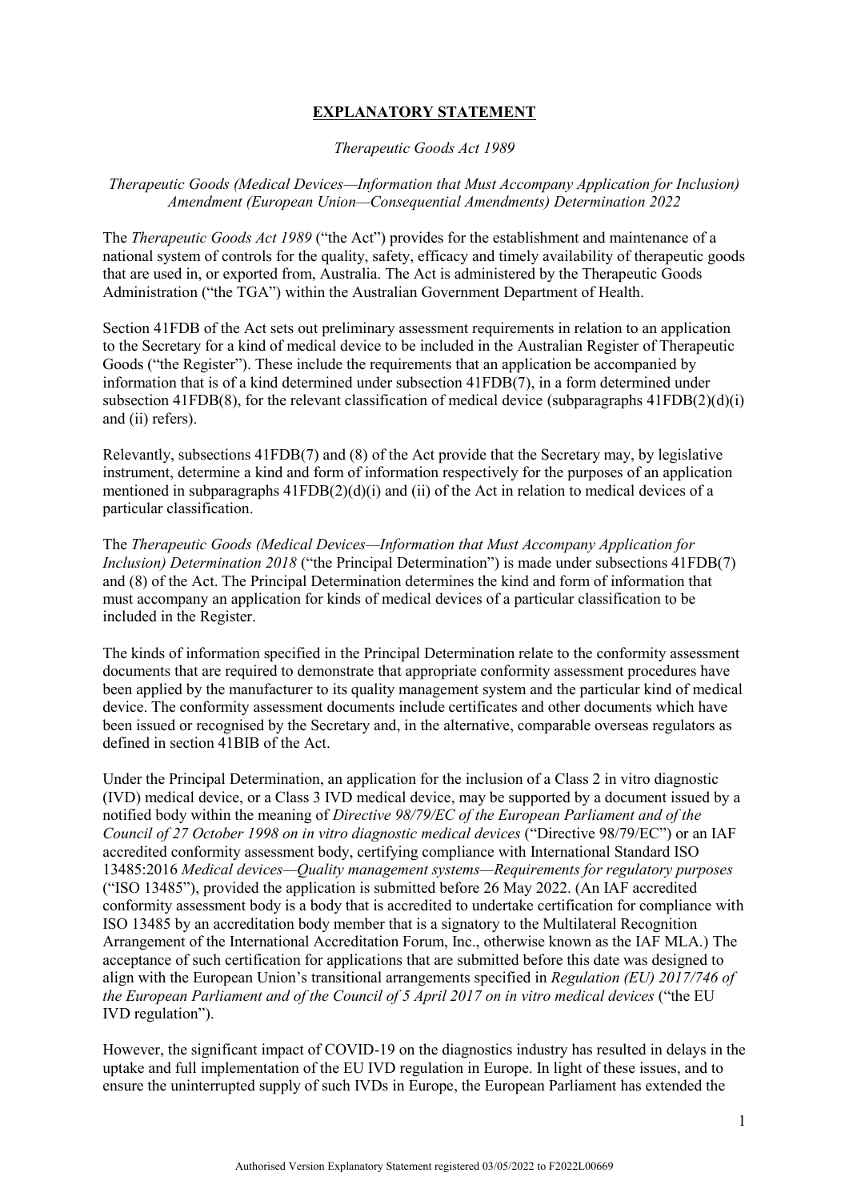# EXPLANATORY STATEMENT

*Therapeutic Goods Act 1989*

*Therapeutic Goods (Medical Devices—Information that Must Accompany Application for Inclusion) Amendment (European Union—Consequential Amendments) Determination 2022*

The *Therapeutic Goods Act 1989* ("the Act") provides for the establishment and maintenance of a national system of controls for the quality, safety, efficacy and timely availability of therapeutic goods that are used in, or exported from, Australia. The Act is administered by the Therapeutic Goods Administration ("the TGA") within the Australian Government Department of Health.

Section 41FDB of the Act sets out preliminary assessment requirements in relation to an application to the Secretary for a kind of medical device to be included in the Australian Register of Therapeutic Goods ("the Register"). These include the requirements that an application be accompanied by information that is of a kind determined under subsection 41FDB(7), in a form determined under subsection 41FDB(8), for the relevant classification of medical device (subparagraphs 41FDB(2)(d)(i) and (ii) refers).

Relevantly, subsections 41FDB(7) and (8) of the Act provide that the Secretary may, by legislative instrument, determine a kind and form of information respectively for the purposes of an application mentioned in subparagraphs 41FDB(2)(d)(i) and (ii) of the Act in relation to medical devices of a particular classification.

The *Therapeutic Goods (Medical Devices—Information that Must Accompany Application for Inclusion) Determination 2018* ("the Principal Determination") is made under subsections 41FDB(7) and (8) of the Act. The Principal Determination determines the kind and form of information that must accompany an application for kinds of medical devices of a particular classification to be included in the Register.

The kinds of information specified in the Principal Determination relate to the conformity assessment documents that are required to demonstrate that appropriate conformity assessment procedures have been applied by the manufacturer to its quality management system and the particular kind of medical device. The conformity assessment documents include certificates and other documents which have been issued or recognised by the Secretary and, in the alternative, comparable overseas regulators as defined in section 41BIB of the Act.

Under the Principal Determination, an application for the inclusion of a Class 2 in vitro diagnostic (IVD) medical device, or a Class 3 IVD medical device, may be supported by a document issued by a notified body within the meaning of *Directive 98/79/EC of the European Parliament and of the Council of 27 October 1998 on in vitro diagnostic medical devices* ("Directive 98/79/EC") or an IAF accredited conformity assessment body, certifying compliance with International Standard ISO 13485:2016 *Medical devices—Quality management systems—Requirements for regulatory purposes* ("ISO 13485"), provided the application is submitted before 26 May 2022. (An IAF accredited conformity assessment body is a body that is accredited to undertake certification for compliance with ISO 13485 by an accreditation body member that is a signatory to the Multilateral Recognition Arrangement of the International Accreditation Forum, Inc., otherwise known as the IAF MLA.) The acceptance of such certification for applications that are submitted before this date was designed to align with the European Union's transitional arrangements specified in *Regulation (EU) 2017/746 of the European Parliament and of the Council of 5 April 2017 on in vitro medical devices* ("the EU IVD regulation").

However, the significant impact of COVID-19 on the diagnostics industry has resulted in delays in the uptake and full implementation of the EU IVD regulation in Europe. In light of these issues, and to ensure the uninterrupted supply of such IVDs in Europe, the European Parliament has extended the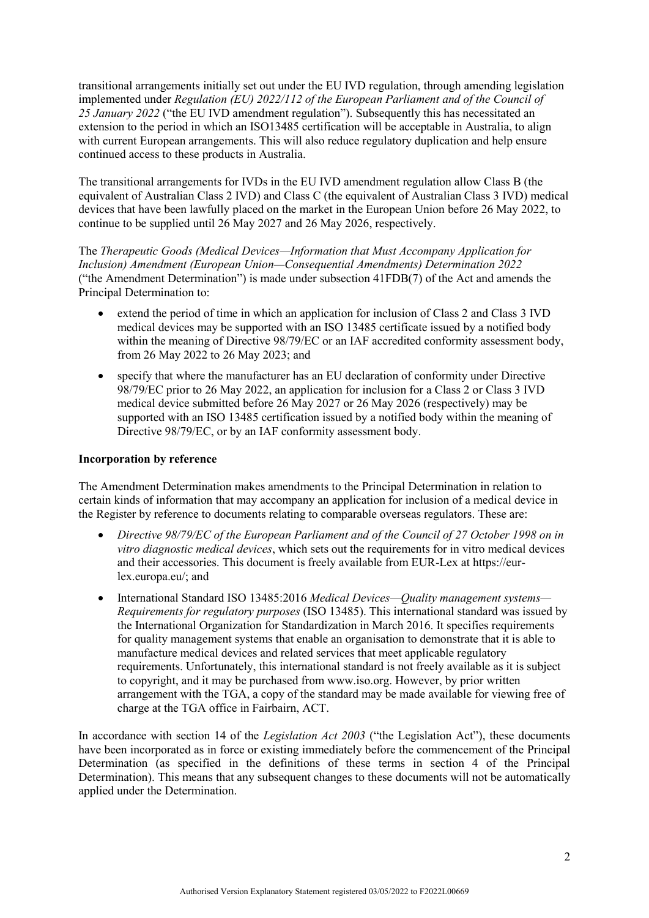transitional arrangements initially set out under the EU IVD regulation, through amending legislation implemented under *Regulation (EU) 2022/112 of the European Parliament and of the Council of 25 January 2022* ("the EU IVD amendment regulation"). Subsequently this has necessitated an extension to the period in which an ISO13485 certification will be acceptable in Australia, to align with current European arrangements. This will also reduce regulatory duplication and help ensure continued access to these products in Australia.

The transitional arrangements for IVDs in the EU IVD amendment regulation allow Class B (the equivalent of Australian Class 2 IVD) and Class C (the equivalent of Australian Class 3 IVD) medical devices that have been lawfully placed on the market in the European Union before 26 May 2022, to continue to be supplied until 26 May 2027 and 26 May 2026, respectively.

The *Therapeutic Goods (Medical Devices—Information that Must Accompany Application for Inclusion) Amendment (European Union—Consequential Amendments) Determination 2022* ("the Amendment Determination") is made under subsection 41FDB(7) of the Act and amends the Principal Determination to:

- extend the period of time in which an application for inclusion of Class 2 and Class 3 IVD medical devices may be supported with an ISO 13485 certificate issued by a notified body within the meaning of Directive 98/79/EC or an IAF accredited conformity assessment body, from 26 May 2022 to 26 May 2023; and
- specify that where the manufacturer has an EU declaration of conformity under Directive 98/79/EC prior to 26 May 2022, an application for inclusion for a Class 2 or Class 3 IVD medical device submitted before 26 May 2027 or 26 May 2026 (respectively) may be supported with an ISO 13485 certification issued by a notified body within the meaning of Directive 98/79/EC, or by an IAF conformity assessment body.

**Incorporation by reference**

The Amendment Determination makes amendments to the Principal Determination in relation to certain kinds of information that may accompany an application for inclusion of a medical device in the Register by reference to documents relating to comparable overseas regulators. These are:

- *Directive 98/79/EC of the European Parliament and of the Council of 27 October 1998 on in vitro diagnostic medical devices*, which sets out the requirements for in vitro medical devices and their accessories. This document is freely available from EUR-Lex at https://eur-lex.europa.eu/; and
- International Standard ISO 13485:2016 *Medical Devices—Quality management systems—Requirements for regulatory purposes* (ISO 13485). This international standard was issued by the International Organization for Standardization in March 2016. It specifies requirements for quality management systems that enable an organisation to demonstrate that it is able to manufacture medical devices and related services that meet applicable regulatory requirements. Unfortunately, this international standard is not freely available as it is subject to copyright, and it may be purchased from www.iso.org. However, by prior written arrangement with the TGA, a copy of the standard may be made available for viewing free of charge at the TGA office in Fairbairn, ACT.

In accordance with section 14 of the *Legislation Act 2003* ("the Legislation Act"), these documents have been incorporated as in force or existing immediately before the commencement of the Principal Determination (as specified in the definitions of these terms in section 4 of the Principal Determination). This means that any subsequent changes to these documents will not be automatically applied under the Determination.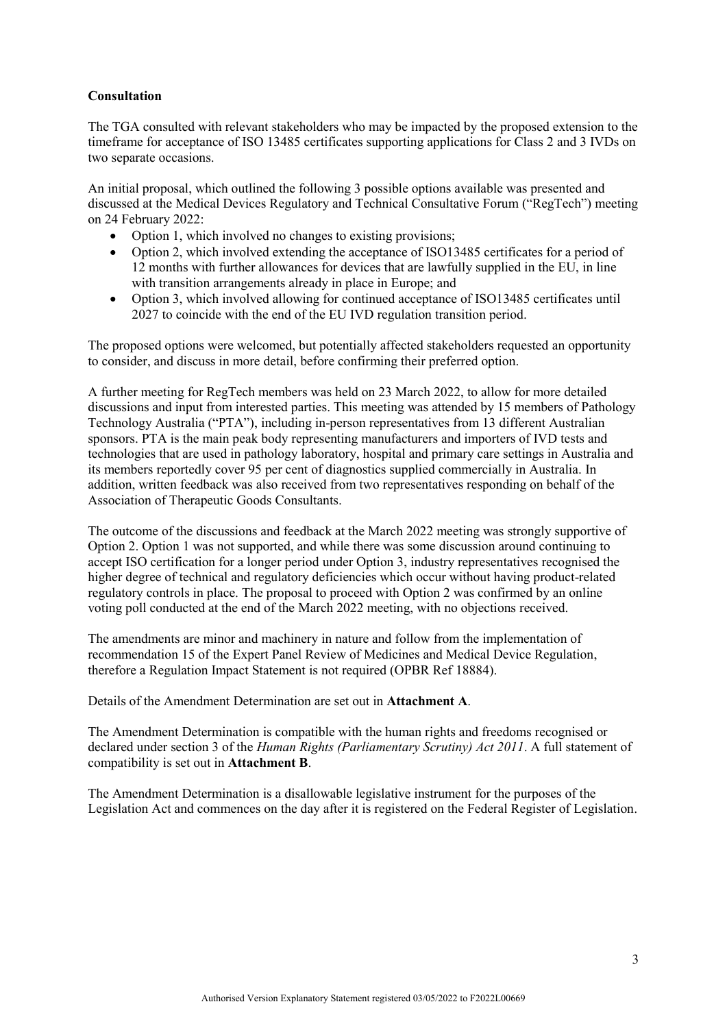**Consultation**

The TGA consulted with relevant stakeholders who may be impacted by the proposed extension to the timeframe for acceptance of ISO 13485 certificates supporting applications for Class 2 and 3 IVDs on two separate occasions.

An initial proposal, which outlined the following 3 possible options available was presented and discussed at the Medical Devices Regulatory and Technical Consultative Forum ("RegTech") meeting on 24 February 2022:

- Option 1, which involved no changes to existing provisions;
- Option 2, which involved extending the acceptance of ISO13485 certificates for a period of 12 months with further allowances for devices that are lawfully supplied in the EU, in line with transition arrangements already in place in Europe; and
- Option 3, which involved allowing for continued acceptance of ISO13485 certificates until 2027 to coincide with the end of the EU IVD regulation transition period.

The proposed options were welcomed, but potentially affected stakeholders requested an opportunity to consider, and discuss in more detail, before confirming their preferred option.

A further meeting for RegTech members was held on 23 March 2022, to allow for more detailed discussions and input from interested parties. This meeting was attended by 15 members of Pathology Technology Australia ("PTA"), including in-person representatives from 13 different Australian sponsors. PTA is the main peak body representing manufacturers and importers of IVD tests and technologies that are used in pathology laboratory, hospital and primary care settings in Australia and its members reportedly cover 95 per cent of diagnostics supplied commercially in Australia. In addition, written feedback was also received from two representatives responding on behalf of the Association of Therapeutic Goods Consultants.

The outcome of the discussions and feedback at the March 2022 meeting was strongly supportive of Option 2. Option 1 was not supported, and while there was some discussion around continuing to accept ISO certification for a longer period under Option 3, industry representatives recognised the higher degree of technical and regulatory deficiencies which occur without having product-related regulatory controls in place. The proposal to proceed with Option 2 was confirmed by an online voting poll conducted at the end of the March 2022 meeting, with no objections received.

The amendments are minor and machinery in nature and follow from the implementation of recommendation 15 of the Expert Panel Review of Medicines and Medical Device Regulation, therefore a Regulation Impact Statement is not required (OPBR Ref 18884).

Details of the Amendment Determination are set out in **Attachment A**.

The Amendment Determination is compatible with the human rights and freedoms recognised or declared under section 3 of the *Human Rights (Parliamentary Scrutiny) Act 2011*. A full statement of compatibility is set out in **Attachment B**.

The Amendment Determination is a disallowable legislative instrument for the purposes of the Legislation Act and commences on the day after it is registered on the Federal Register of Legislation.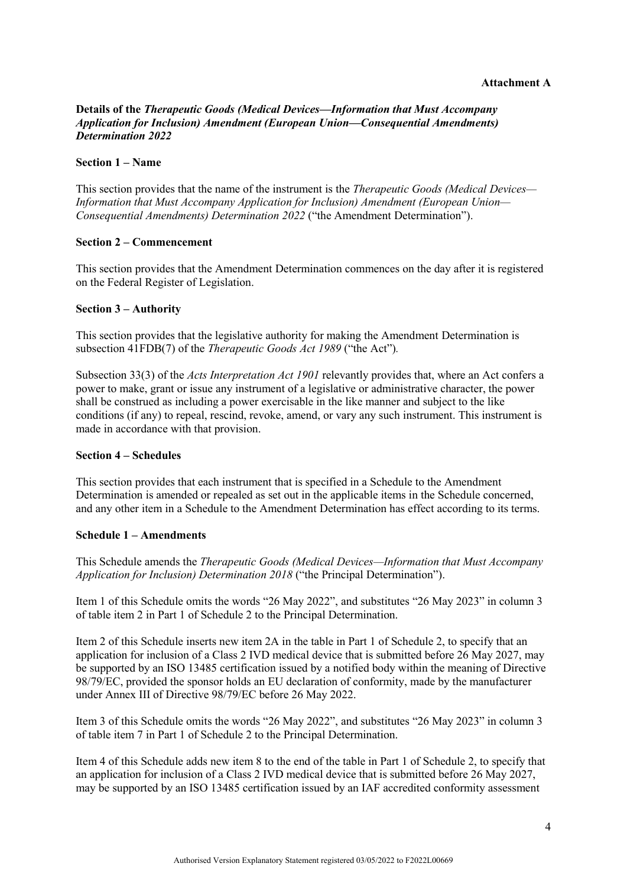**Attachment A**

**Details of the *Therapeutic Goods (Medical Devices—Information that Must Accompany Application for Inclusion) Amendment (European Union—Consequential Amendments) Determination 2022***

**Section 1 – Name**

This section provides that the name of the instrument is the *Therapeutic Goods (Medical Devices—Information that Must Accompany Application for Inclusion) Amendment (European Union—Consequential Amendments) Determination 2022* ("the Amendment Determination").

**Section 2 – Commencement**

This section provides that the Amendment Determination commences on the day after it is registered on the Federal Register of Legislation.

**Section 3 – Authority**

This section provides that the legislative authority for making the Amendment Determination is subsection 41FDB(7) of the *Therapeutic Goods Act 1989* ("the Act").

Subsection 33(3) of the *Acts Interpretation Act 1901* relevantly provides that, where an Act confers a power to make, grant or issue any instrument of a legislative or administrative character, the power shall be construed as including a power exercisable in the like manner and subject to the like conditions (if any) to repeal, rescind, revoke, amend, or vary any such instrument. This instrument is made in accordance with that provision.

**Section 4 – Schedules**

This section provides that each instrument that is specified in a Schedule to the Amendment Determination is amended or repealed as set out in the applicable items in the Schedule concerned, and any other item in a Schedule to the Amendment Determination has effect according to its terms.

**Schedule 1 – Amendments**

This Schedule amends the *Therapeutic Goods (Medical Devices—Information that Must Accompany Application for Inclusion) Determination 2018* ("the Principal Determination").

Item 1 of this Schedule omits the words "26 May 2022", and substitutes "26 May 2023" in column 3 of table item 2 in Part 1 of Schedule 2 to the Principal Determination.

Item 2 of this Schedule inserts new item 2A in the table in Part 1 of Schedule 2, to specify that an application for inclusion of a Class 2 IVD medical device that is submitted before 26 May 2027, may be supported by an ISO 13485 certification issued by a notified body within the meaning of Directive 98/79/EC, provided the sponsor holds an EU declaration of conformity, made by the manufacturer under Annex III of Directive 98/79/EC before 26 May 2022.

Item 3 of this Schedule omits the words "26 May 2022", and substitutes "26 May 2023" in column 3 of table item 7 in Part 1 of Schedule 2 to the Principal Determination.

Item 4 of this Schedule adds new item 8 to the end of the table in Part 1 of Schedule 2, to specify that an application for inclusion of a Class 2 IVD medical device that is submitted before 26 May 2027, may be supported by an ISO 13485 certification issued by an IAF accredited conformity assessment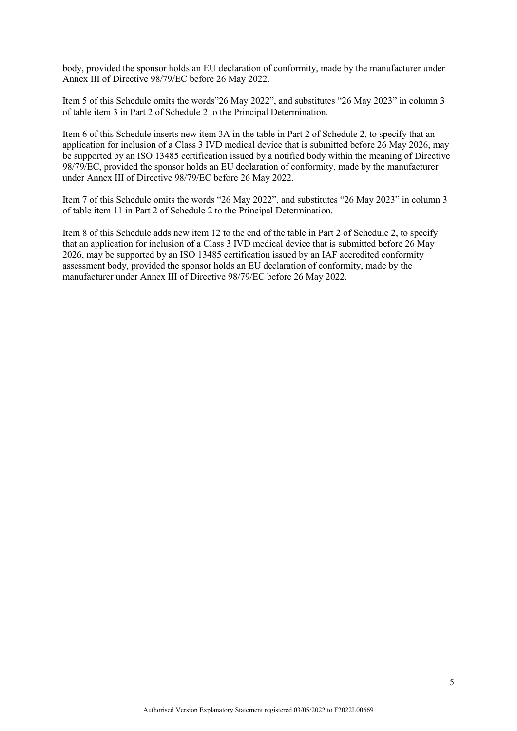body, provided the sponsor holds an EU declaration of conformity, made by the manufacturer under Annex III of Directive 98/79/EC before 26 May 2022.

Item 5 of this Schedule omits the words"26 May 2022", and substitutes "26 May 2023" in column 3 of table item 3 in Part 2 of Schedule 2 to the Principal Determination.

Item 6 of this Schedule inserts new item 3A in the table in Part 2 of Schedule 2, to specify that an application for inclusion of a Class 3 IVD medical device that is submitted before 26 May 2026, may be supported by an ISO 13485 certification issued by a notified body within the meaning of Directive 98/79/EC, provided the sponsor holds an EU declaration of conformity, made by the manufacturer under Annex III of Directive 98/79/EC before 26 May 2022.

Item 7 of this Schedule omits the words "26 May 2022", and substitutes "26 May 2023" in column 3 of table item 11 in Part 2 of Schedule 2 to the Principal Determination.

Item 8 of this Schedule adds new item 12 to the end of the table in Part 2 of Schedule 2, to specify that an application for inclusion of a Class 3 IVD medical device that is submitted before 26 May 2026, may be supported by an ISO 13485 certification issued by an IAF accredited conformity assessment body, provided the sponsor holds an EU declaration of conformity, made by the manufacturer under Annex III of Directive 98/79/EC before 26 May 2022.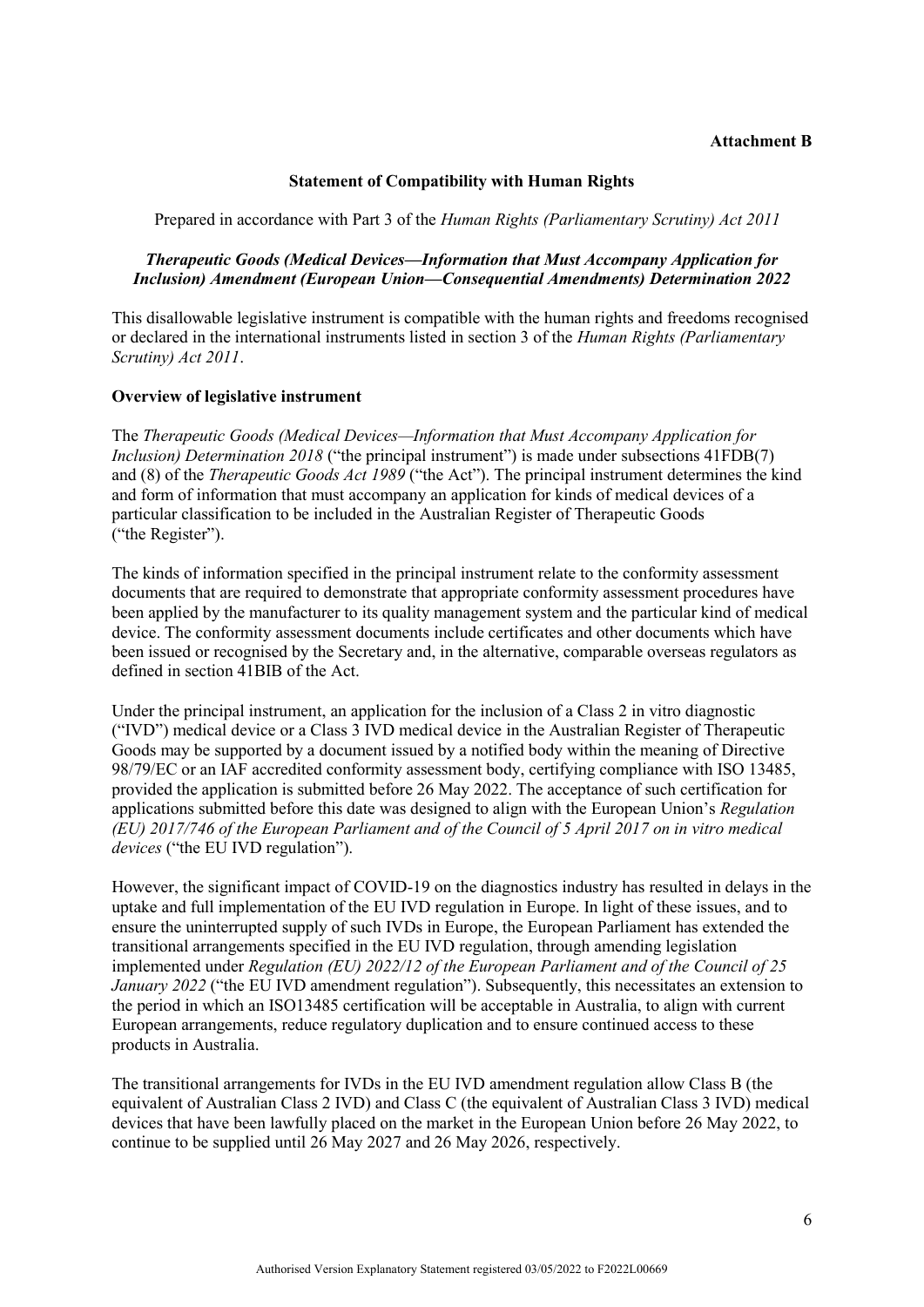**Attachment B**

## Statement of Compatibility with Human Rights

Prepared in accordance with Part 3 of the *Human Rights (Parliamentary Scrutiny) Act 2011*

### *Therapeutic Goods (Medical Devices—Information that Must Accompany Application for Inclusion) Amendment (European Union—Consequential Amendments) Determination 2022*

This disallowable legislative instrument is compatible with the human rights and freedoms recognised or declared in the international instruments listed in section 3 of the *Human Rights (Parliamentary Scrutiny) Act 2011*.

**Overview of legislative instrument**

The *Therapeutic Goods (Medical Devices—Information that Must Accompany Application for Inclusion) Determination 2018* ("the principal instrument") is made under subsections 41FDB(7) and (8) of the *Therapeutic Goods Act 1989* ("the Act"). The principal instrument determines the kind and form of information that must accompany an application for kinds of medical devices of a particular classification to be included in the Australian Register of Therapeutic Goods ("the Register").

The kinds of information specified in the principal instrument relate to the conformity assessment documents that are required to demonstrate that appropriate conformity assessment procedures have been applied by the manufacturer to its quality management system and the particular kind of medical device. The conformity assessment documents include certificates and other documents which have been issued or recognised by the Secretary and, in the alternative, comparable overseas regulators as defined in section 41BIB of the Act.

Under the principal instrument, an application for the inclusion of a Class 2 in vitro diagnostic ("IVD") medical device or a Class 3 IVD medical device in the Australian Register of Therapeutic Goods may be supported by a document issued by a notified body within the meaning of Directive 98/79/EC or an IAF accredited conformity assessment body, certifying compliance with ISO 13485, provided the application is submitted before 26 May 2022. The acceptance of such certification for applications submitted before this date was designed to align with the European Union's *Regulation (EU) 2017/746 of the European Parliament and of the Council of 5 April 2017 on in vitro medical devices* ("the EU IVD regulation").

However, the significant impact of COVID-19 on the diagnostics industry has resulted in delays in the uptake and full implementation of the EU IVD regulation in Europe. In light of these issues, and to ensure the uninterrupted supply of such IVDs in Europe, the European Parliament has extended the transitional arrangements specified in the EU IVD regulation, through amending legislation implemented under *Regulation (EU) 2022/12 of the European Parliament and of the Council of 25 January 2022* ("the EU IVD amendment regulation"). Subsequently, this necessitates an extension to the period in which an ISO13485 certification will be acceptable in Australia, to align with current European arrangements, reduce regulatory duplication and to ensure continued access to these products in Australia.

The transitional arrangements for IVDs in the EU IVD amendment regulation allow Class B (the equivalent of Australian Class 2 IVD) and Class C (the equivalent of Australian Class 3 IVD) medical devices that have been lawfully placed on the market in the European Union before 26 May 2022, to continue to be supplied until 26 May 2027 and 26 May 2026, respectively.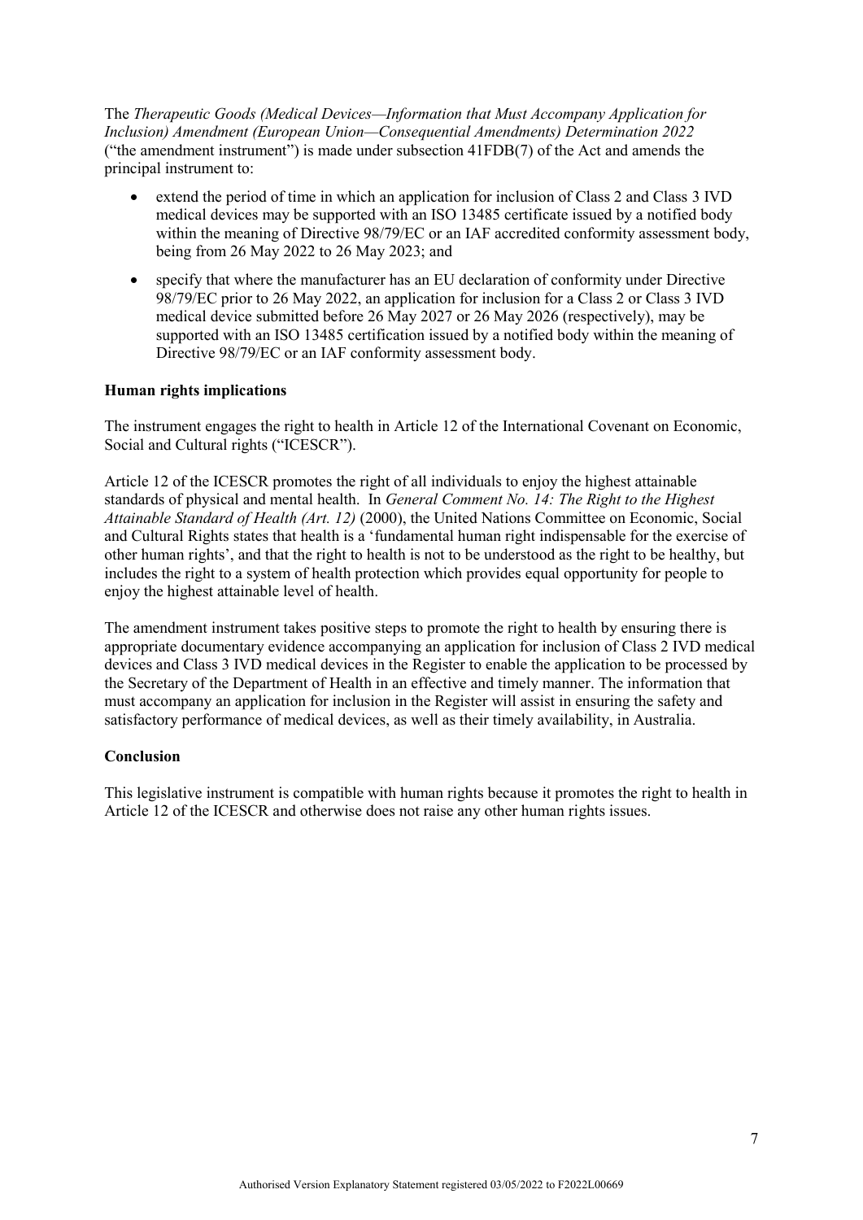The *Therapeutic Goods (Medical Devices—Information that Must Accompany Application for Inclusion) Amendment (European Union—Consequential Amendments) Determination 2022* ("the amendment instrument") is made under subsection 41FDB(7) of the Act and amends the principal instrument to:

- extend the period of time in which an application for inclusion of Class 2 and Class 3 IVD medical devices may be supported with an ISO 13485 certificate issued by a notified body within the meaning of Directive 98/79/EC or an IAF accredited conformity assessment body, being from 26 May 2022 to 26 May 2023; and
- specify that where the manufacturer has an EU declaration of conformity under Directive 98/79/EC prior to 26 May 2022, an application for inclusion for a Class 2 or Class 3 IVD medical device submitted before 26 May 2027 or 26 May 2026 (respectively), may be supported with an ISO 13485 certification issued by a notified body within the meaning of Directive 98/79/EC or an IAF conformity assessment body.

**Human rights implications**

The instrument engages the right to health in Article 12 of the International Covenant on Economic, Social and Cultural rights ("ICESCR").

Article 12 of the ICESCR promotes the right of all individuals to enjoy the highest attainable standards of physical and mental health. In *General Comment No. 14: The Right to the Highest Attainable Standard of Health (Art. 12)* (2000), the United Nations Committee on Economic, Social and Cultural Rights states that health is a 'fundamental human right indispensable for the exercise of other human rights', and that the right to health is not to be understood as the right to be healthy, but includes the right to a system of health protection which provides equal opportunity for people to enjoy the highest attainable level of health.

The amendment instrument takes positive steps to promote the right to health by ensuring there is appropriate documentary evidence accompanying an application for inclusion of Class 2 IVD medical devices and Class 3 IVD medical devices in the Register to enable the application to be processed by the Secretary of the Department of Health in an effective and timely manner. The information that must accompany an application for inclusion in the Register will assist in ensuring the safety and satisfactory performance of medical devices, as well as their timely availability, in Australia.

**Conclusion**

This legislative instrument is compatible with human rights because it promotes the right to health in Article 12 of the ICESCR and otherwise does not raise any other human rights issues.